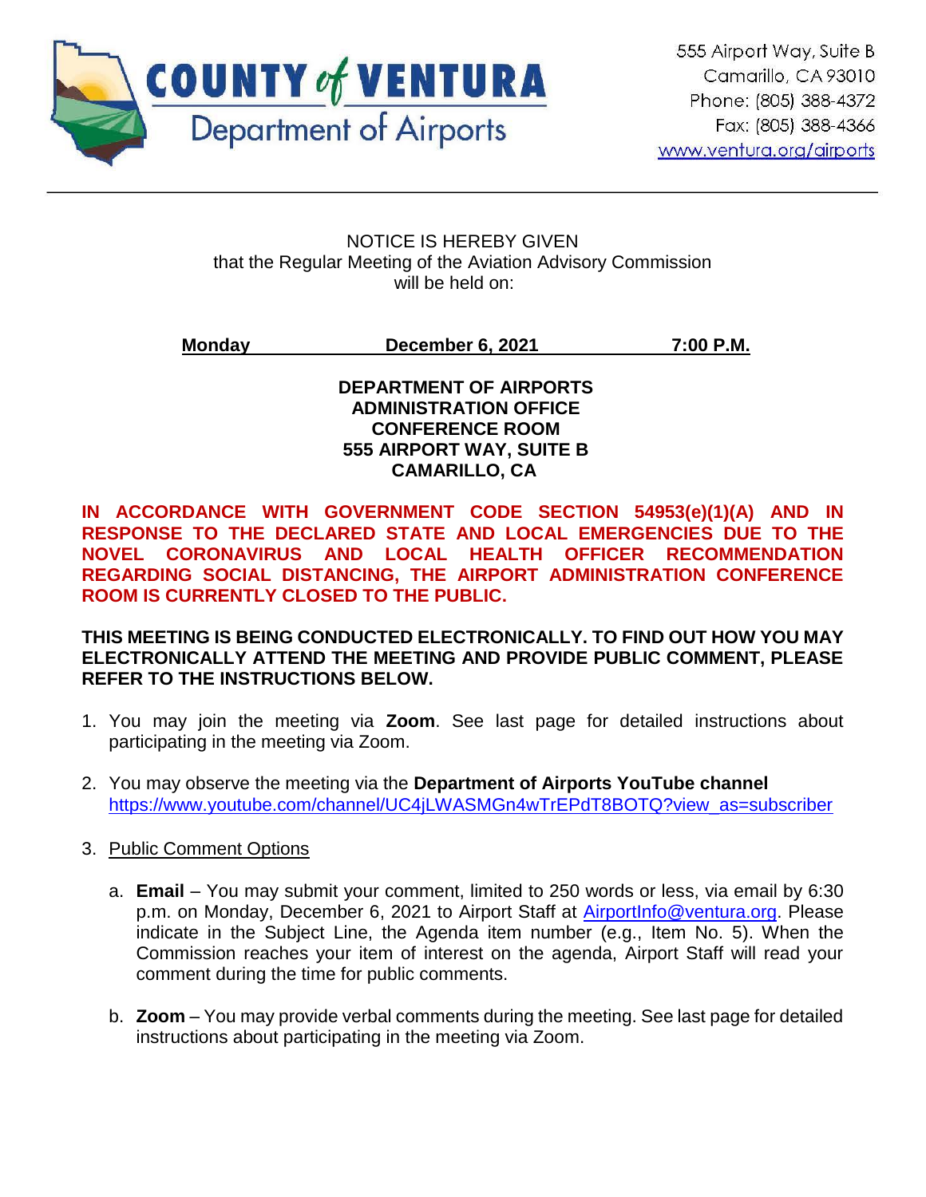**COUNTY of VENTURA**
Department of Airports

555 Airport Way, Suite B
Camarillo, CA 93010
Phone: (805) 388-4372
Fax: (805) 388-4366
www.ventura.org/airports

---

NOTICE IS HEREBY GIVEN
that the Regular Meeting of the Aviation Advisory Commission
will be held on:

**Monday** **December 6, 2021** **7:00 P.M.**

**DEPARTMENT OF AIRPORTS
ADMINISTRATION OFFICE
CONFERENCE ROOM
555 AIRPORT WAY, SUITE B
CAMARILLO, CA**

**IN ACCORDANCE WITH GOVERNMENT CODE SECTION 54953(e)(1)(A) AND IN RESPONSE TO THE DECLARED STATE AND LOCAL EMERGENCIES DUE TO THE NOVEL CORONAVIRUS AND LOCAL HEALTH OFFICER RECOMMENDATION REGARDING SOCIAL DISTANCING, THE AIRPORT ADMINISTRATION CONFERENCE ROOM IS CURRENTLY CLOSED TO THE PUBLIC.**

**THIS MEETING IS BEING CONDUCTED ELECTRONICALLY. TO FIND OUT HOW YOU MAY ELECTRONICALLY ATTEND THE MEETING AND PROVIDE PUBLIC COMMENT, PLEASE REFER TO THE INSTRUCTIONS BELOW.**

1. You may join the meeting via **Zoom**. See last page for detailed instructions about participating in the meeting via Zoom.

2. You may observe the meeting via the **Department of Airports YouTube channel** https://www.youtube.com/channel/UC4jLWASMGn4wTrEPdT8BOTQ?view_as=subscriber

3. Public Comment Options

   a. **Email** – You may submit your comment, limited to 250 words or less, via email by 6:30 p.m. on Monday, December 6, 2021 to Airport Staff at AirportInfo@ventura.org. Please indicate in the Subject Line, the Agenda item number (e.g., Item No. 5). When the Commission reaches your item of interest on the agenda, Airport Staff will read your comment during the time for public comments.

   b. **Zoom** – You may provide verbal comments during the meeting. See last page for detailed instructions about participating in the meeting via Zoom.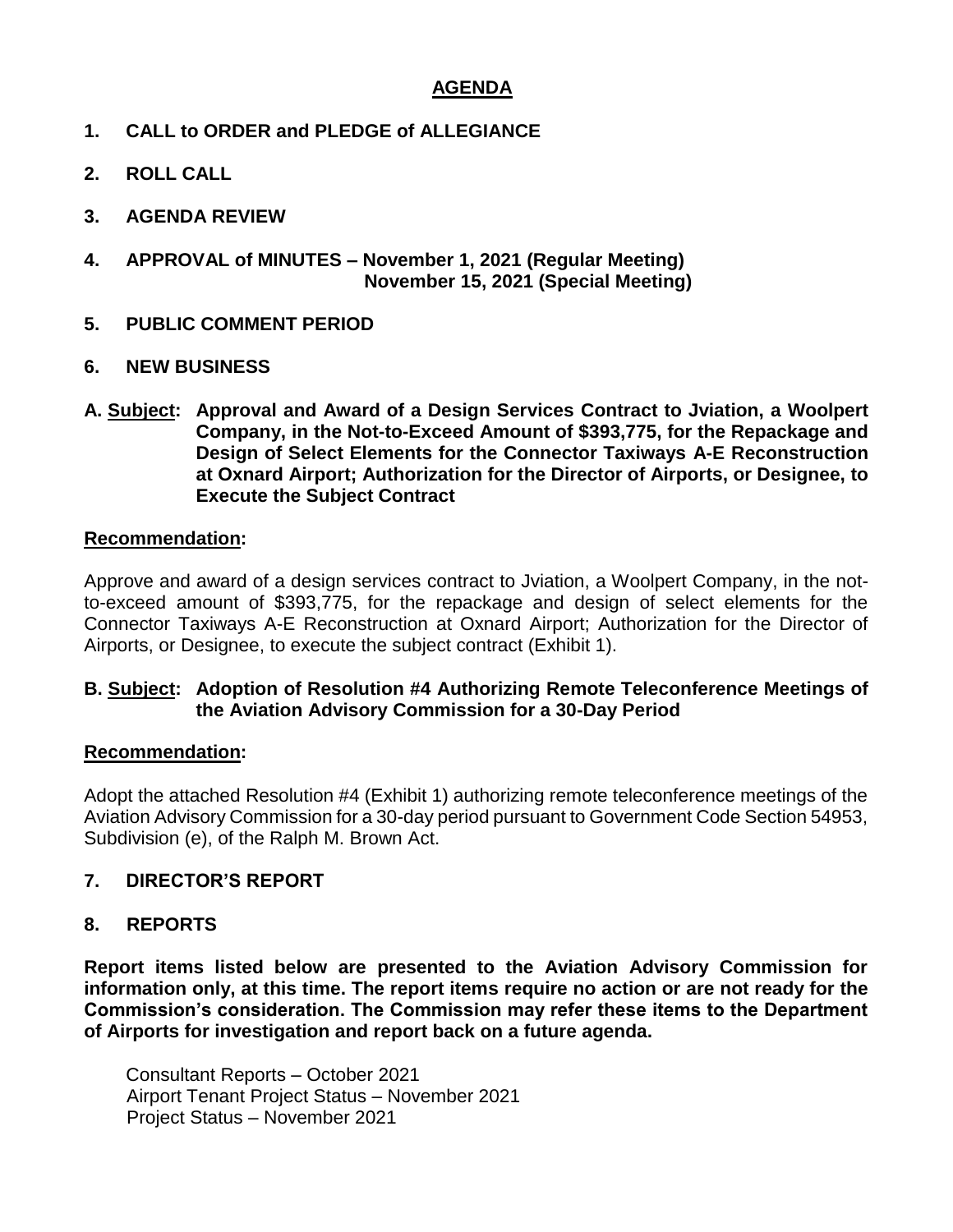# AGENDA

**1. CALL to ORDER and PLEDGE of ALLEGIANCE**

**2. ROLL CALL**

**3. AGENDA REVIEW**

**4. APPROVAL of MINUTES – November 1, 2021 (Regular Meeting)**
**November 15, 2021 (Special Meeting)**

**5. PUBLIC COMMENT PERIOD**

**6. NEW BUSINESS**

**A. Subject: Approval and Award of a Design Services Contract to Jviation, a Woolpert Company, in the Not-to-Exceed Amount of $393,775, for the Repackage and Design of Select Elements for the Connector Taxiways A-E Reconstruction at Oxnard Airport; Authorization for the Director of Airports, or Designee, to Execute the Subject Contract**

**Recommendation:**

Approve and award of a design services contract to Jviation, a Woolpert Company, in the not-to-exceed amount of $393,775, for the repackage and design of select elements for the Connector Taxiways A-E Reconstruction at Oxnard Airport; Authorization for the Director of Airports, or Designee, to execute the subject contract (Exhibit 1).

**B. Subject: Adoption of Resolution #4 Authorizing Remote Teleconference Meetings of the Aviation Advisory Commission for a 30-Day Period**

**Recommendation:**

Adopt the attached Resolution #4 (Exhibit 1) authorizing remote teleconference meetings of the Aviation Advisory Commission for a 30-day period pursuant to Government Code Section 54953, Subdivision (e), of the Ralph M. Brown Act.

**7. DIRECTOR'S REPORT**

**8. REPORTS**

**Report items listed below are presented to the Aviation Advisory Commission for information only, at this time. The report items require no action or are not ready for the Commission's consideration. The Commission may refer these items to the Department of Airports for investigation and report back on a future agenda.**

Consultant Reports – October 2021
Airport Tenant Project Status – November 2021
Project Status – November 2021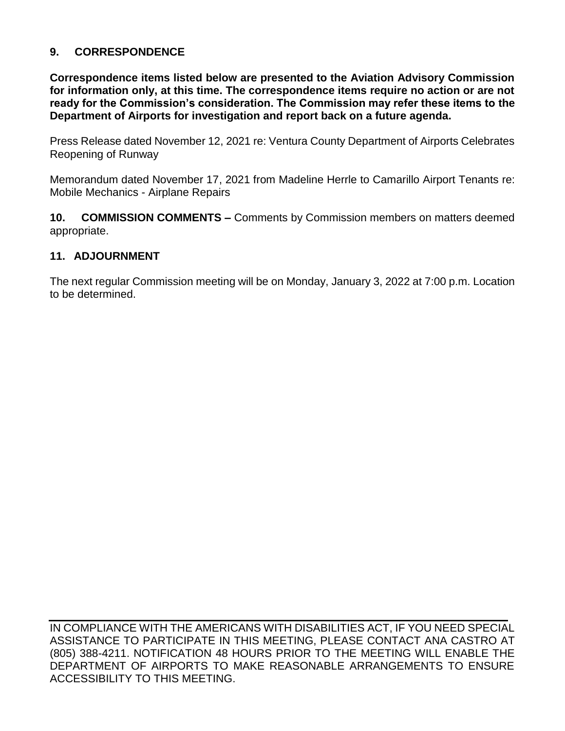## 9. CORRESPONDENCE

**Correspondence items listed below are presented to the Aviation Advisory Commission for information only, at this time. The correspondence items require no action or are not ready for the Commission's consideration. The Commission may refer these items to the Department of Airports for investigation and report back on a future agenda.**

Press Release dated November 12, 2021 re: Ventura County Department of Airports Celebrates Reopening of Runway

Memorandum dated November 17, 2021 from Madeline Herrle to Camarillo Airport Tenants re: Mobile Mechanics - Airplane Repairs

**10. COMMISSION COMMENTS –** Comments by Commission members on matters deemed appropriate.

## 11. ADJOURNMENT

The next regular Commission meeting will be on Monday, January 3, 2022 at 7:00 p.m. Location to be determined.

---

IN COMPLIANCE WITH THE AMERICANS WITH DISABILITIES ACT, IF YOU NEED SPECIAL ASSISTANCE TO PARTICIPATE IN THIS MEETING, PLEASE CONTACT ANA CASTRO AT (805) 388-4211. NOTIFICATION 48 HOURS PRIOR TO THE MEETING WILL ENABLE THE DEPARTMENT OF AIRPORTS TO MAKE REASONABLE ARRANGEMENTS TO ENSURE ACCESSIBILITY TO THIS MEETING.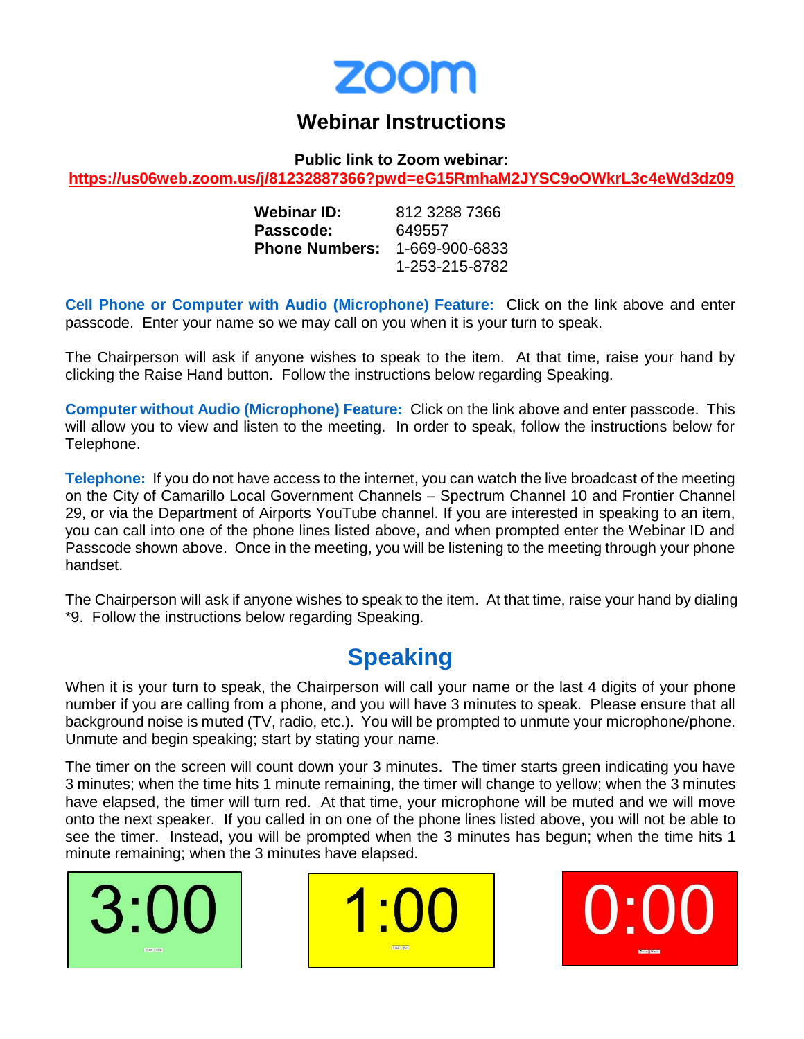zoom

## Webinar Instructions

**Public link to Zoom webinar:**
**https://us06web.zoom.us/j/81232887366?pwd=eG15RmhaM2JYSC9oOWkrL3c4eWd3dz09**

| | |
|---|---|
| **Webinar ID:** | 812 3288 7366 |
| **Passcode:** | 649557 |
| **Phone Numbers:** | 1-669-900-6833 |
| | 1-253-215-8782 |

**Cell Phone or Computer with Audio (Microphone) Feature:** Click on the link above and enter passcode. Enter your name so we may call on you when it is your turn to speak.

The Chairperson will ask if anyone wishes to speak to the item. At that time, raise your hand by clicking the Raise Hand button. Follow the instructions below regarding Speaking.

**Computer without Audio (Microphone) Feature:** Click on the link above and enter passcode. This will allow you to view and listen to the meeting. In order to speak, follow the instructions below for Telephone.

**Telephone:** If you do not have access to the internet, you can watch the live broadcast of the meeting on the City of Camarillo Local Government Channels – Spectrum Channel 10 and Frontier Channel 29, or via the Department of Airports YouTube channel. If you are interested in speaking to an item, you can call into one of the phone lines listed above, and when prompted enter the Webinar ID and Passcode shown above. Once in the meeting, you will be listening to the meeting through your phone handset.

The Chairperson will ask if anyone wishes to speak to the item. At that time, raise your hand by dialing *9. Follow the instructions below regarding Speaking.

## Speaking

When it is your turn to speak, the Chairperson will call your name or the last 4 digits of your phone number if you are calling from a phone, and you will have 3 minutes to speak. Please ensure that all background noise is muted (TV, radio, etc.). You will be prompted to unmute your microphone/phone. Unmute and begin speaking; start by stating your name.

The timer on the screen will count down your 3 minutes. The timer starts green indicating you have 3 minutes; when the time hits 1 minute remaining, the timer will change to yellow; when the 3 minutes have elapsed, the timer will turn red. At that time, your microphone will be muted and we will move onto the next speaker. If you called in on one of the phone lines listed above, you will not be able to see the timer. Instead, you will be prompted when the 3 minutes has begun; when the time hits 1 minute remaining; when the 3 minutes have elapsed.

3:00

1:00

0:00